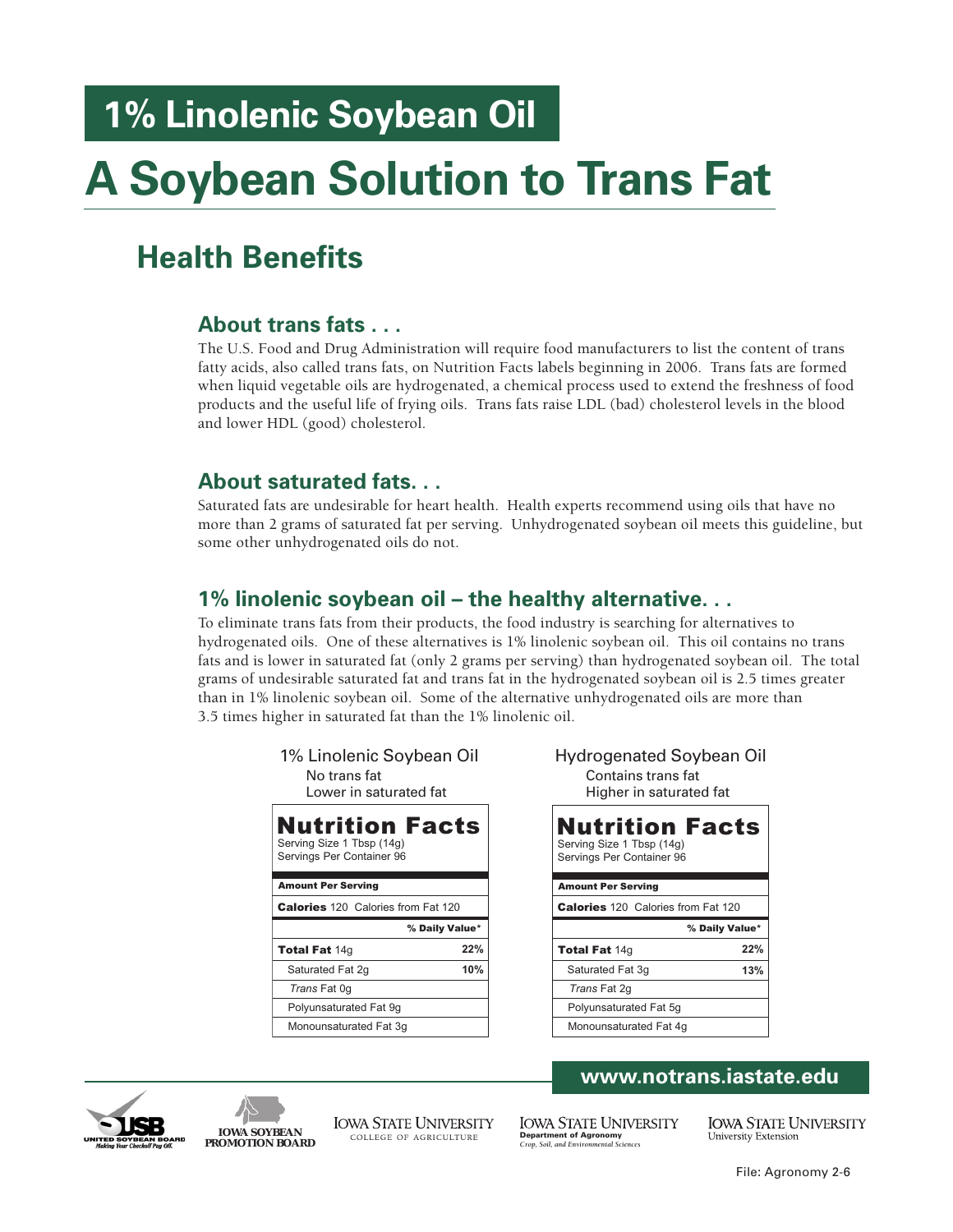# 1% Linolenic Soybean Oil

# A Soybean Solution to Trans Fat

## Health Benefits

### About trans fats . . .

The U.S. Food and Drug Administration will require food manufacturers to list the content of trans fatty acids, also called trans fats, on Nutrition Facts labels beginning in 2006. Trans fats are formed when liquid vegetable oils are hydrogenated, a chemical process used to extend the freshness of food products and the useful life of frying oils. Trans fats raise LDL (bad) cholesterol levels in the blood and lower HDL (good) cholesterol.

### About saturated fats. . .

Saturated fats are undesirable for heart health. Health experts recommend using oils that have no more than 2 grams of saturated fat per serving. Unhydrogenated soybean oil meets this guideline, but some other unhydrogenated oils do not.

### 1% linolenic soybean oil – the healthy alternative. . .

To eliminate trans fats from their products, the food industry is searching for alternatives to hydrogenated oils. One of these alternatives is 1% linolenic soybean oil. This oil contains no trans fats and is lower in saturated fat (only 2 grams per serving) than hydrogenated soybean oil. The total grams of undesirable saturated fat and trans fat in the hydrogenated soybean oil is 2.5 times greater than in 1% linolenic soybean oil. Some of the alternative unhydrogenated oils are more than 3.5 times higher in saturated fat than the 1% linolenic oil.

**1% Linolenic Soybean Oil**
No trans fat
Lower in saturated fat

| **Nutrition Facts** | |
|---|---|
| Serving Size 1 Tbsp (14g) | |
| Servings Per Container 96 | |
| **Amount Per Serving** | |
| **Calories** 120 Calories from Fat 120 | |
| | **% Daily Value*** |
| **Total Fat** 14g | **22%** |
| Saturated Fat 2g | **10%** |
| *Trans* Fat 0g | |
| Polyunsaturated Fat 9g | |
| Monounsaturated Fat 3g | |

**Hydrogenated Soybean Oil**
Contains trans fat
Higher in saturated fat

| **Nutrition Facts** | |
|---|---|
| Serving Size 1 Tbsp (14g) | |
| Servings Per Container 96 | |
| **Amount Per Serving** | |
| **Calories** 120 Calories from Fat 120 | |
| | **% Daily Value*** |
| **Total Fat** 14g | **22%** |
| Saturated Fat 3g | **13%** |
| *Trans* Fat 2g | |
| Polyunsaturated Fat 5g | |
| Monounsaturated Fat 4g | |

**www.notrans.iastate.edu**

United Soybean Board – Making Your Checkoff Pay Off.
Iowa Soybean Promotion Board
Iowa State University – College of Agriculture
Iowa State University – Department of Agronomy – Crop, Soil, and Environmental Sciences
Iowa State University – University Extension

File: Agronomy 2-6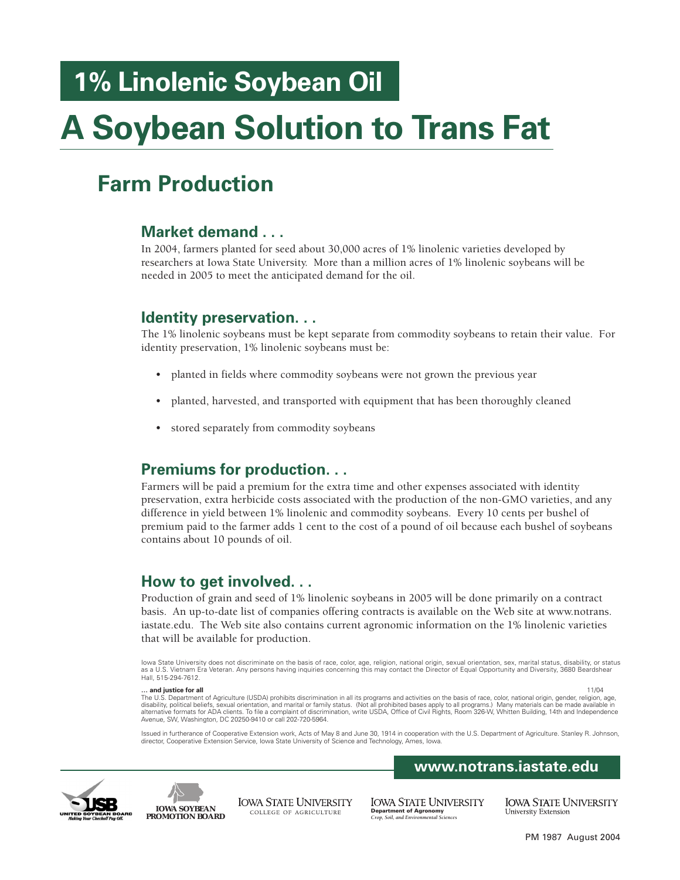# 1% Linolenic Soybean Oil

# A Soybean Solution to Trans Fat

## Farm Production

### Market demand . . .

In 2004, farmers planted for seed about 30,000 acres of 1% linolenic varieties developed by researchers at Iowa State University. More than a million acres of 1% linolenic soybeans will be needed in 2005 to meet the anticipated demand for the oil.

### Identity preservation. . .

The 1% linolenic soybeans must be kept separate from commodity soybeans to retain their value. For identity preservation, 1% linolenic soybeans must be:

- planted in fields where commodity soybeans were not grown the previous year
- planted, harvested, and transported with equipment that has been thoroughly cleaned
- stored separately from commodity soybeans

### Premiums for production. . .

Farmers will be paid a premium for the extra time and other expenses associated with identity preservation, extra herbicide costs associated with the production of the non-GMO varieties, and any difference in yield between 1% linolenic and commodity soybeans. Every 10 cents per bushel of premium paid to the farmer adds 1 cent to the cost of a pound of oil because each bushel of soybeans contains about 10 pounds of oil.

### How to get involved. . .

Production of grain and seed of 1% linolenic soybeans in 2005 will be done primarily on a contract basis. An up-to-date list of companies offering contracts is available on the Web site at www.notrans.iastate.edu. The Web site also contains current agronomic information on the 1% linolenic varieties that will be available for production.

Iowa State University does not discriminate on the basis of race, color, age, religion, national origin, sexual orientation, sex, marital status, disability, or status as a U.S. Vietnam Era Veteran. Any persons having inquiries concerning this may contact the Director of Equal Opportunity and Diversity, 3680 Beardshear Hall, 515-294-7612.

**... and justice for all** 11/04
The U.S. Department of Agriculture (USDA) prohibits discrimination in all its programs and activities on the basis of race, color, national origin, gender, religion, age, disability, political beliefs, sexual orientation, and marital or family status. (Not all prohibited bases apply to all programs.) Many materials can be made available in alternative formats for ADA clients. To file a complaint of discrimination, write USDA, Office of Civil Rights, Room 326-W, Whitten Building, 14th and Independence Avenue, SW, Washington, DC 20250-9410 or call 202-720-5964.

Issued in furtherance of Cooperative Extension work, Acts of May 8 and June 30, 1914 in cooperation with the U.S. Department of Agriculture. Stanley R. Johnson, director, Cooperative Extension Service, Iowa State University of Science and Technology, Ames, Iowa.

**www.notrans.iastate.edu**

United Soybean Board — Making Your Checkoff Pay Off.
Iowa Soybean Promotion Board
Iowa State University — College of Agriculture
Iowa State University — Department of Agronomy — Crop, Soil, and Environmental Sciences
Iowa State University — University Extension

PM 1987 August 2004